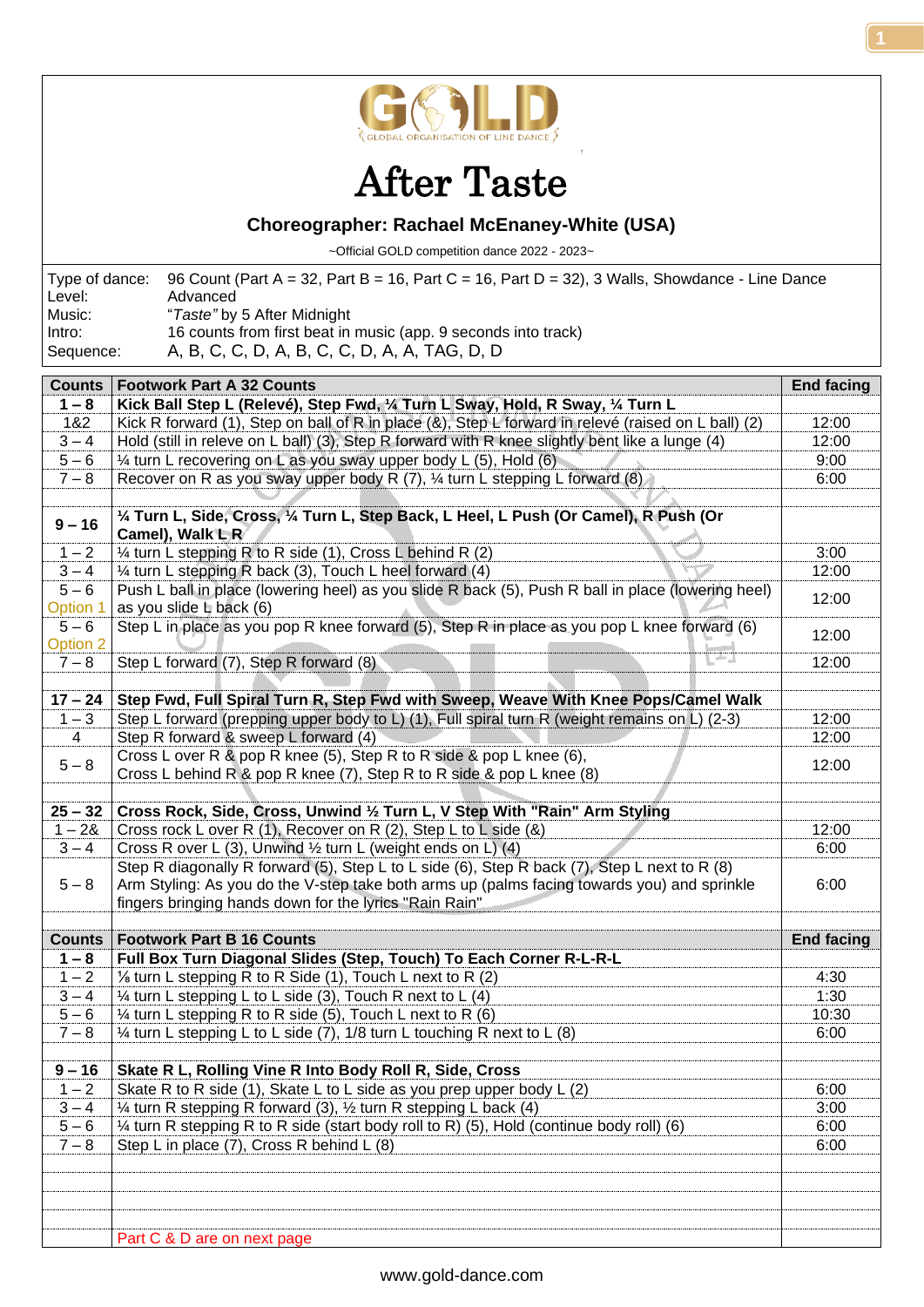# GOLD

GLOBAL ORGANISATION OF LINE DANCE

# After Taste

**Choreographer: Rachael McEnaney-White (USA)**

~Official GOLD competition dance 2022 - 2023~

| | |
|---|---|
| Type of dance: | 96 Count (Part A = 32, Part B = 16, Part C = 16, Part D = 32), 3 Walls, Showdance - Line Dance |
| Level: | Advanced |
| Music: | "*Taste*" by 5 After Midnight |
| Intro: | 16 counts from first beat in music (app. 9 seconds into track) |
| Sequence: | A, B, C, C, D, A, B, C, C, D, A, A, TAG, D, D |

| Counts | Footwork Part A 32 Counts | End facing |
|---|---|---|
| **1 – 8** | **Kick Ball Step L (Relevé), Step Fwd, ¼ Turn L Sway, Hold, R Sway, ¼ Turn L** | |
| 1&2 | Kick R forward (1), Step on ball of R in place (&), Step L forward in relevé (raised on L ball) (2) | 12:00 |
| 3 – 4 | Hold (still in releve on L ball) (3), Step R forward with R knee slightly bent like a lunge (4) | 12:00 |
| 5 – 6 | ¼ turn L recovering on L as you sway upper body L (5), Hold (6) | 9:00 |
| 7 – 8 | Recover on R as you sway upper body R (7), ¼ turn L stepping L forward (8) | 6:00 |
| | | |
| **9 – 16** | **¼ Turn L, Side, Cross, ¼ Turn L, Step Back, L Heel, L Push (Or Camel), R Push (Or Camel), Walk L R** | |
| 1 – 2 | ¼ turn L stepping R to R side (1), Cross L behind R (2) | 3:00 |
| 3 – 4 | ¼ turn L stepping R back (3), Touch L heel forward (4) | 12:00 |
| 5 – 6 Option 1 | Push L ball in place (lowering heel) as you slide R back (5), Push R ball in place (lowering heel) as you slide L back (6) | 12:00 |
| 5 – 6 Option 2 | Step L in place as you pop R knee forward (5), Step R in place as you pop L knee forward (6) | 12:00 |
| 7 – 8 | Step L forward (7), Step R forward (8) | 12:00 |
| | | |
| **17 – 24** | **Step Fwd, Full Spiral Turn R, Step Fwd with Sweep, Weave With Knee Pops/Camel Walk** | |
| 1 – 3 | Step L forward (prepping upper body to L) (1), Full spiral turn R (weight remains on L) (2-3) | 12:00 |
| 4 | Step R forward & sweep L forward (4) | 12:00 |
| 5 – 8 | Cross L over R & pop R knee (5), Step R to R side & pop L knee (6), Cross L behind R & pop R knee (7), Step R to R side & pop L knee (8) | 12:00 |
| | | |
| **25 – 32** | **Cross Rock, Side, Cross, Unwind ½ Turn L, V Step With "Rain" Arm Styling** | |
| 1 – 2& | Cross rock L over R (1), Recover on R (2), Step L to L side (&) | 12:00 |
| 3 – 4 | Cross R over L (3), Unwind ½ turn L (weight ends on L) (4) | 6:00 |
| 5 – 8 | Step R diagonally R forward (5), Step L to L side (6), Step R back (7), Step L next to R (8) Arm Styling: As you do the V-step take both arms up (palms facing towards you) and sprinkle fingers bringing hands down for the lyrics "Rain Rain" | 6:00 |

| Counts | Footwork Part B 16 Counts | End facing |
|---|---|---|
| **1 – 8** | **Full Box Turn Diagonal Slides (Step, Touch) To Each Corner R-L-R-L** | |
| 1 – 2 | ⅛ turn L stepping R to R Side (1), Touch L next to R (2) | 4:30 |
| 3 – 4 | ¼ turn L stepping L to L side (3), Touch R next to L (4) | 1:30 |
| 5 – 6 | ¼ turn L stepping R to R side (5), Touch L next to R (6) | 10:30 |
| 7 – 8 | ¼ turn L stepping L to L side (7), 1/8 turn L touching R next to L (8) | 6:00 |
| | | |
| **9 – 16** | **Skate R L, Rolling Vine R Into Body Roll R, Side, Cross** | |
| 1 – 2 | Skate R to R side (1), Skate L to L side as you prep upper body L (2) | 6:00 |
| 3 – 4 | ¼ turn R stepping R forward (3), ½ turn R stepping L back (4) | 3:00 |
| 5 – 6 | ¼ turn R stepping R to R side (start body roll to R) (5), Hold (continue body roll) (6) | 6:00 |
| 7 – 8 | Step L in place (7), Cross R behind L (8) | 6:00 |
| | | |
| | Part C & D are on next page | |

www.gold-dance.com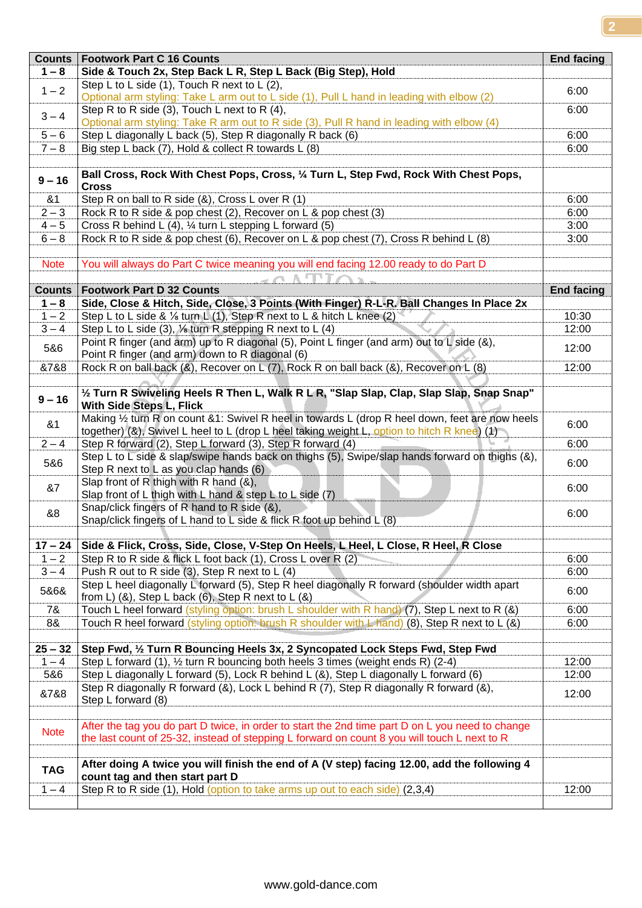| Counts | Footwork Part C 16 Counts | End facing |
|---|---|---|
| **1 – 8** | **Side & Touch 2x, Step L Back, Step L Back (Big Step), Hold** | |
| 1 – 2 | Step L to L side (1), Touch R next to L (2), Optional arm styling: Take L arm out to L side (1), Pull L hand in leading with elbow (2) | 6:00 |
| 3 – 4 | Step R to R side (3), Touch L next to R (4), Optional arm styling: Take R arm out to R side (3), Pull R hand in leading with elbow (4) | 6:00 |
| 5 – 6 | Step L diagonally L back (5), Step R diagonally R back (6) | 6:00 |
| 7 – 8 | Big step L back (7), Hold & collect R towards L (8) | 6:00 |
| | | |
| **9 – 16** | **Ball Cross, Rock With Chest Pops, Cross, ¼ Turn L, Step Fwd, Rock With Chest Pops, Cross** | |
| &1 | Step R on ball to R side (&), Cross L over R (1) | 6:00 |
| 2 – 3 | Rock R to R side & pop chest (2), Recover on L & pop chest (3) | 6:00 |
| 4 – 5 | Cross R behind L (4), ¼ turn L stepping L forward (5) | 3:00 |
| 6 – 8 | Rock R to R side & pop chest (6), Recover on L & pop chest (7), Cross R behind L (8) | 3:00 |
| | | |
| Note | You will always do Part C twice meaning you will end facing 12.00 ready to do Part D | |

| Counts | Footwork Part D 32 Counts | End facing |
|---|---|---|
| **1 – 8** | **Side, Close & Hitch, Side, Close, 3 Points (With Finger) R-L-R, Ball Changes In Place 2x** | |
| 1 – 2 | Step L to L side & ⅛ turn L (1), Step R next to L & hitch L knee (2) | 10:30 |
| 3 – 4 | Step L to L side (3), ⅛ turn R stepping R next to L (4) | 12:00 |
| 5&6 | Point R finger (and arm) up to R diagonal (5), Point L finger (and arm) out to L side (&), Point R finger (and arm) down to R diagonal (6) | 12:00 |
| &7&8 | Rock R on ball back (&), Recover on L (7), Rock R on ball back (&), Recover on L (8) | 12:00 |
| | | |
| **9 – 16** | **½ Turn R Swiveling Heels R Then L, Walk R L R, "Slap Slap, Clap, Slap Slap, Snap Snap" With Side Steps L, Flick** | |
| &1 | Making ½ turn R on count &1: Swivel R heel in towards L (drop R heel down, feet are now heels together) (&), Swivel L heel to L (drop L heel taking weight L, option to hitch R knee) (1) | 6:00 |
| 2 – 4 | Step R forward (2), Step L forward (3), Step R forward (4) | 6:00 |
| 5&6 | Step L to L side & slap/swipe hands back on thighs (5), Swipe/slap hands forward on thighs (&), Step R next to L as you clap hands (6) | 6:00 |
| &7 | Slap front of R thigh with R hand (&), Slap front of L thigh with L hand & step L to L side (7) | 6:00 |
| &8 | Snap/click fingers of R hand to R side (&), Snap/click fingers of L hand to L side & flick R foot up behind L (8) | 6:00 |
| | | |
| **17 – 24** | **Side & Flick, Cross, Side, Close, V-Step On Heels, L Heel, Close, R Heel, R Close** | |
| 1 – 2 | Step R to R side & flick L foot back (1), Cross L over R (2) | 6:00 |
| 3 – 4 | Push R out to R side (3), Step R next to L (4) | 6:00 |
| 5&6& | Step L heel diagonally L forward (5), Step R heel diagonally R forward (shoulder width apart from L) (&), Step L back (6), Step R next to L (&) | 6:00 |
| 7& | Touch L heel forward (styling option: brush L shoulder with R hand) (7), Step L next to R (&) | 6:00 |
| 8& | Touch R heel forward (styling option: brush R shoulder with L hand) (8), Step R next to L (&) | 6:00 |
| | | |
| **25 – 32** | **Step Fwd, ½ Turn R Bouncing Heels 3x, 2 Syncopated Lock Steps Fwd, Step Fwd** | |
| 1 – 4 | Step L forward (1), ½ turn R bouncing both heels 3 times (weight ends R) (2-4) | 12:00 |
| 5&6 | Step L diagonally L forward (5), Lock R behind L (&), Step L diagonally L forward (6) | 12:00 |
| &7&8 | Step R diagonally R forward (&), Lock L behind R (7), Step R diagonally R forward (&), Step L forward (8) | 12:00 |
| | | |
| Note | After the tag you do part D twice, in order to start the 2nd time part D on L you need to change the last count of 25-32, instead of stepping L forward on count 8 you will touch L next to R | |
| | | |
| **TAG** | **After doing A twice you will finish the end of A (V step) facing 12.00, add the following 4 count tag and then start part D** | |
| 1 – 4 | Step R to R side (1), Hold (option to take arms up out to each side) (2,3,4) | 12:00 |

www.gold-dance.com